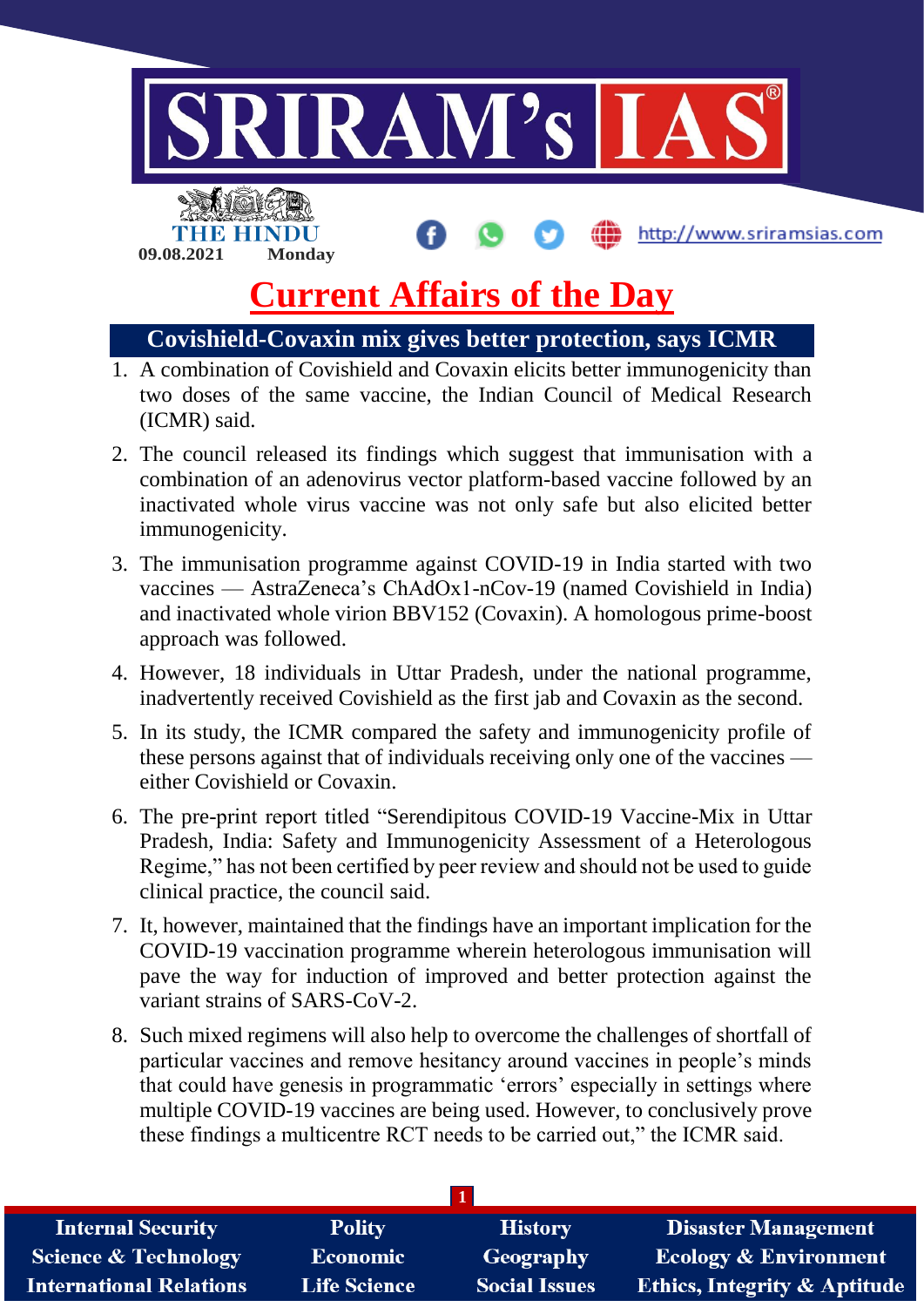SRIRAM's IAS

THE HINDU

09.08.2021 Monday

http://www.sriramsias.com

# Current Affairs of the Day

## Covishield-Covaxin mix gives better protection, says ICMR

1. A combination of Covishield and Covaxin elicits better immunogenicity than two doses of the same vaccine, the Indian Council of Medical Research (ICMR) said.
2. The council released its findings which suggest that immunisation with a combination of an adenovirus vector platform-based vaccine followed by an inactivated whole virus vaccine was not only safe but also elicited better immunogenicity.
3. The immunisation programme against COVID-19 in India started with two vaccines — AstraZeneca's ChAdOx1-nCov-19 (named Covishield in India) and inactivated whole virion BBV152 (Covaxin). A homologous prime-boost approach was followed.
4. However, 18 individuals in Uttar Pradesh, under the national programme, inadvertently received Covishield as the first jab and Covaxin as the second.
5. In its study, the ICMR compared the safety and immunogenicity profile of these persons against that of individuals receiving only one of the vaccines — either Covishield or Covaxin.
6. The pre-print report titled "Serendipitous COVID-19 Vaccine-Mix in Uttar Pradesh, India: Safety and Immunogenicity Assessment of a Heterologous Regime," has not been certified by peer review and should not be used to guide clinical practice, the council said.
7. It, however, maintained that the findings have an important implication for the COVID-19 vaccination programme wherein heterologous immunisation will pave the way for induction of improved and better protection against the variant strains of SARS-CoV-2.
8. Such mixed regimens will also help to overcome the challenges of shortfall of particular vaccines and remove hesitancy around vaccines in people's minds that could have genesis in programmatic 'errors' especially in settings where multiple COVID-19 vaccines are being used. However, to conclusively prove these findings a multicentre RCT needs to be carried out," the ICMR said.

| Internal Security | Polity | History | Disaster Management |
|---|---|---|---|
| Science & Technology | Economic | Geography | Ecology & Environment |
| International Relations | Life Science | Social Issues | Ethics, Integrity & Aptitude |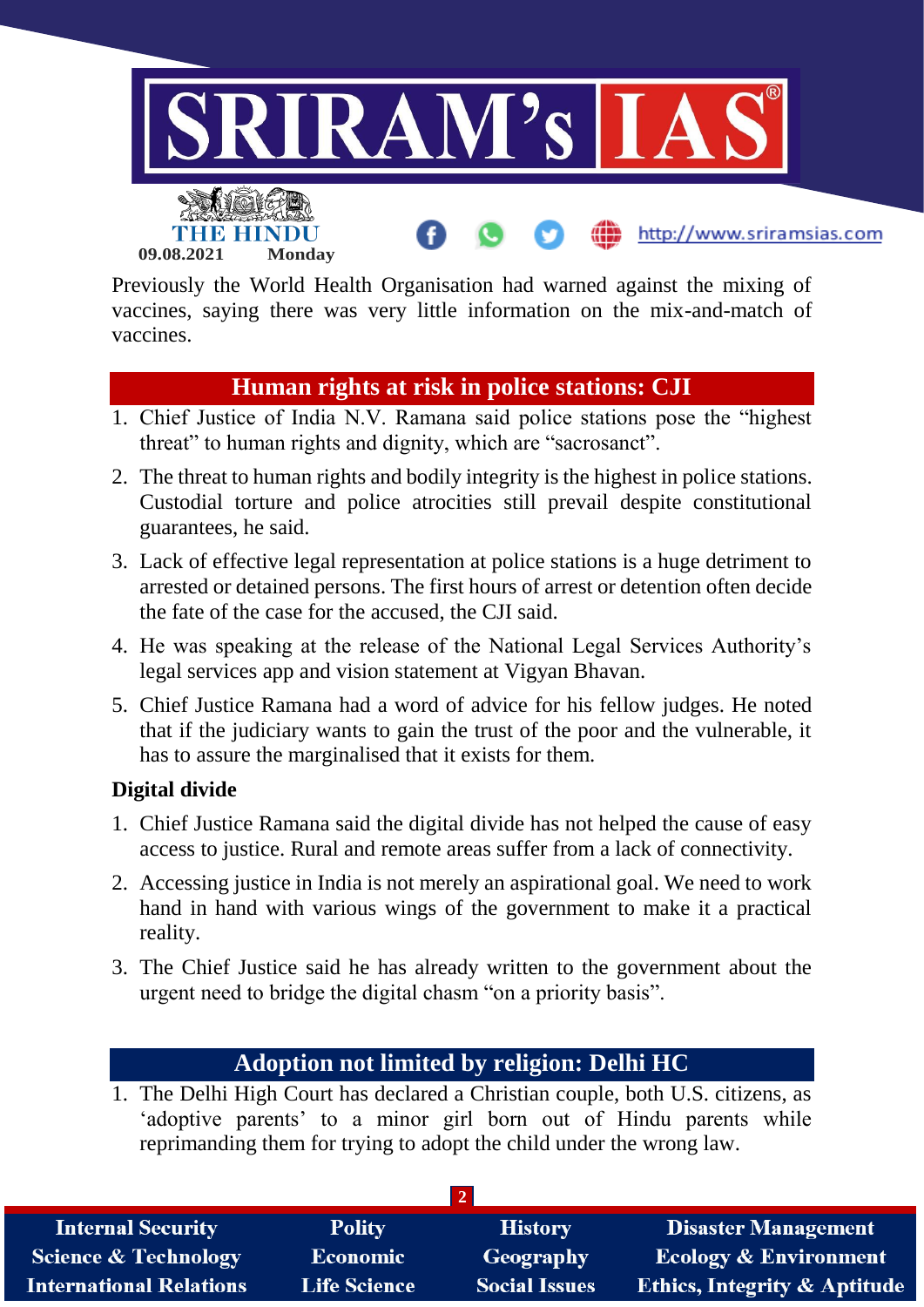Previously the World Health Organisation had warned against the mixing of vaccines, saying there was very little information on the mix-and-match of vaccines.

## Human rights at risk in police stations: CJI

1. Chief Justice of India N.V. Ramana said police stations pose the "highest threat" to human rights and dignity, which are "sacrosanct".
2. The threat to human rights and bodily integrity is the highest in police stations. Custodial torture and police atrocities still prevail despite constitutional guarantees, he said.
3. Lack of effective legal representation at police stations is a huge detriment to arrested or detained persons. The first hours of arrest or detention often decide the fate of the case for the accused, the CJI said.
4. He was speaking at the release of the National Legal Services Authority's legal services app and vision statement at Vigyan Bhavan.
5. Chief Justice Ramana had a word of advice for his fellow judges. He noted that if the judiciary wants to gain the trust of the poor and the vulnerable, it has to assure the marginalised that it exists for them.

**Digital divide**

1. Chief Justice Ramana said the digital divide has not helped the cause of easy access to justice. Rural and remote areas suffer from a lack of connectivity.
2. Accessing justice in India is not merely an aspirational goal. We need to work hand in hand with various wings of the government to make it a practical reality.
3. The Chief Justice said he has already written to the government about the urgent need to bridge the digital chasm "on a priority basis".

## Adoption not limited by religion: Delhi HC

1. The Delhi High Court has declared a Christian couple, both U.S. citizens, as 'adoptive parents' to a minor girl born out of Hindu parents while reprimanding them for trying to adopt the child under the wrong law.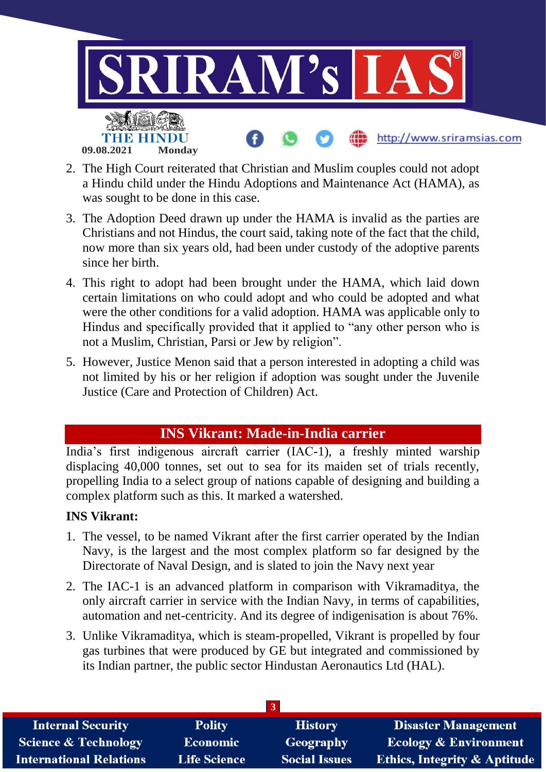2. The High Court reiterated that Christian and Muslim couples could not adopt a Hindu child under the Hindu Adoptions and Maintenance Act (HAMA), as was sought to be done in this case.
3. The Adoption Deed drawn up under the HAMA is invalid as the parties are Christians and not Hindus, the court said, taking note of the fact that the child, now more than six years old, had been under custody of the adoptive parents since her birth.
4. This right to adopt had been brought under the HAMA, which laid down certain limitations on who could adopt and who could be adopted and what were the other conditions for a valid adoption. HAMA was applicable only to Hindus and specifically provided that it applied to "any other person who is not a Muslim, Christian, Parsi or Jew by religion".
5. However, Justice Menon said that a person interested in adopting a child was not limited by his or her religion if adoption was sought under the Juvenile Justice (Care and Protection of Children) Act.

## INS Vikrant: Made-in-India carrier

India's first indigenous aircraft carrier (IAC-1), a freshly minted warship displacing 40,000 tonnes, set out to sea for its maiden set of trials recently, propelling India to a select group of nations capable of designing and building a complex platform such as this. It marked a watershed.

**INS Vikrant:**

1. The vessel, to be named Vikrant after the first carrier operated by the Indian Navy, is the largest and the most complex platform so far designed by the Directorate of Naval Design, and is slated to join the Navy next year
2. The IAC-1 is an advanced platform in comparison with Vikramaditya, the only aircraft carrier in service with the Indian Navy, in terms of capabilities, automation and net-centricity. And its degree of indigenisation is about 76%.
3. Unlike Vikramaditya, which is steam-propelled, Vikrant is propelled by four gas turbines that were produced by GE but integrated and commissioned by its Indian partner, the public sector Hindustan Aeronautics Ltd (HAL).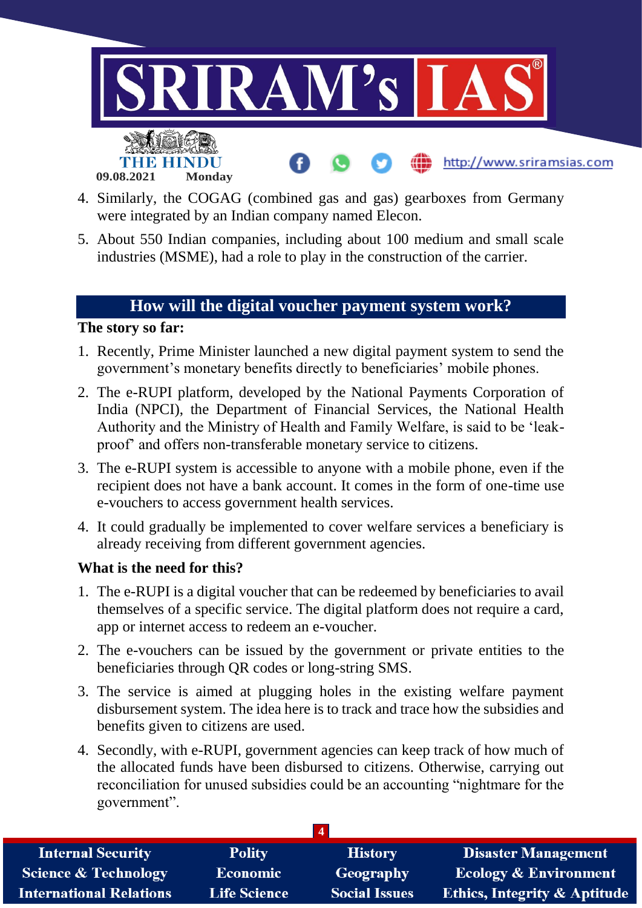4. Similarly, the COGAG (combined gas and gas) gearboxes from Germany were integrated by an Indian company named Elecon.
5. About 550 Indian companies, including about 100 medium and small scale industries (MSME), had a role to play in the construction of the carrier.

## How will the digital voucher payment system work?

**The story so far:**

1. Recently, Prime Minister launched a new digital payment system to send the government's monetary benefits directly to beneficiaries' mobile phones.
2. The e-RUPI platform, developed by the National Payments Corporation of India (NPCI), the Department of Financial Services, the National Health Authority and the Ministry of Health and Family Welfare, is said to be 'leak-proof' and offers non-transferable monetary service to citizens.
3. The e-RUPI system is accessible to anyone with a mobile phone, even if the recipient does not have a bank account. It comes in the form of one-time use e-vouchers to access government health services.
4. It could gradually be implemented to cover welfare services a beneficiary is already receiving from different government agencies.

**What is the need for this?**

1. The e-RUPI is a digital voucher that can be redeemed by beneficiaries to avail themselves of a specific service. The digital platform does not require a card, app or internet access to redeem an e-voucher.
2. The e-vouchers can be issued by the government or private entities to the beneficiaries through QR codes or long-string SMS.
3. The service is aimed at plugging holes in the existing welfare payment disbursement system. The idea here is to track and trace how the subsidies and benefits given to citizens are used.
4. Secondly, with e-RUPI, government agencies can keep track of how much of the allocated funds have been disbursed to citizens. Otherwise, carrying out reconciliation for unused subsidies could be an accounting "nightmare for the government".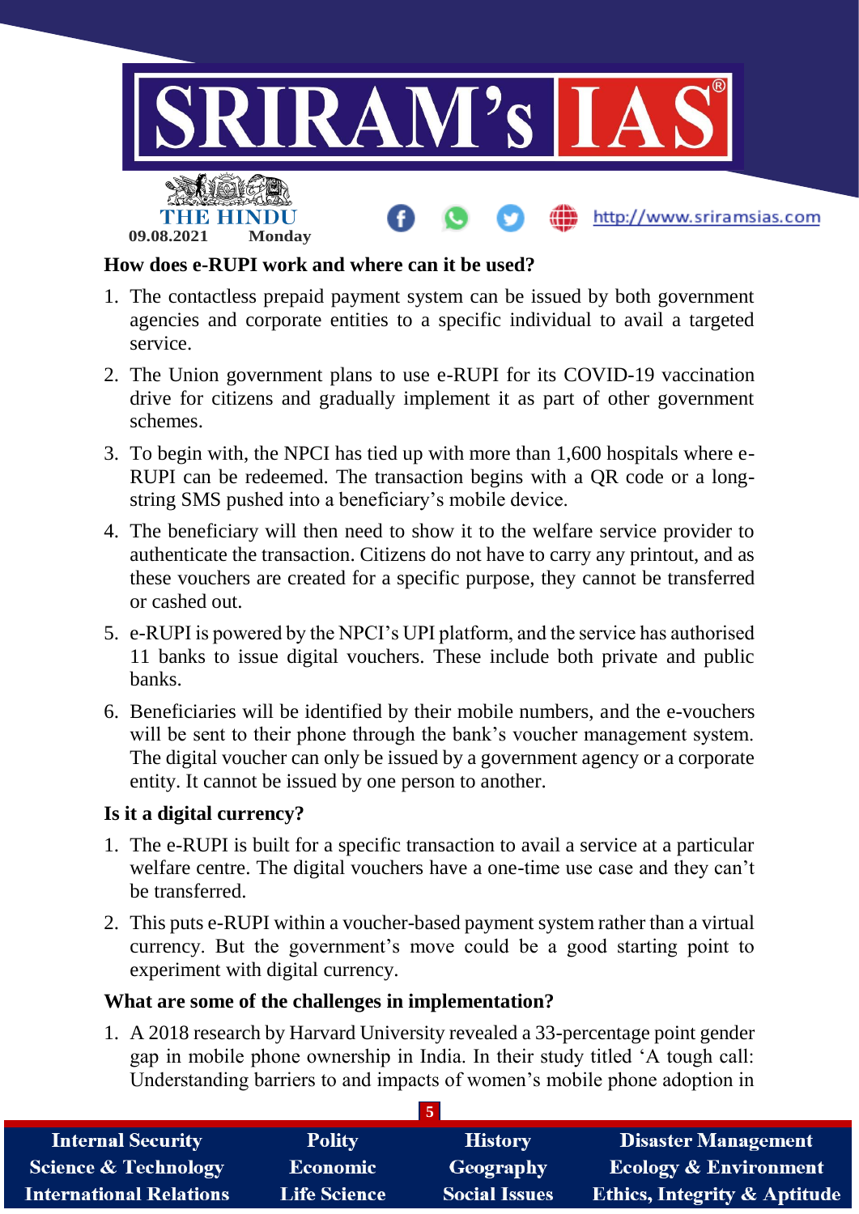**How does e-RUPI work and where can it be used?**

1. The contactless prepaid payment system can be issued by both government agencies and corporate entities to a specific individual to avail a targeted service.
2. The Union government plans to use e-RUPI for its COVID-19 vaccination drive for citizens and gradually implement it as part of other government schemes.
3. To begin with, the NPCI has tied up with more than 1,600 hospitals where e-RUPI can be redeemed. The transaction begins with a QR code or a long-string SMS pushed into a beneficiary's mobile device.
4. The beneficiary will then need to show it to the welfare service provider to authenticate the transaction. Citizens do not have to carry any printout, and as these vouchers are created for a specific purpose, they cannot be transferred or cashed out.
5. e-RUPI is powered by the NPCI's UPI platform, and the service has authorised 11 banks to issue digital vouchers. These include both private and public banks.
6. Beneficiaries will be identified by their mobile numbers, and the e-vouchers will be sent to their phone through the bank's voucher management system. The digital voucher can only be issued by a government agency or a corporate entity. It cannot be issued by one person to another.

**Is it a digital currency?**

1. The e-RUPI is built for a specific transaction to avail a service at a particular welfare centre. The digital vouchers have a one-time use case and they can't be transferred.
2. This puts e-RUPI within a voucher-based payment system rather than a virtual currency. But the government's move could be a good starting point to experiment with digital currency.

**What are some of the challenges in implementation?**

1. A 2018 research by Harvard University revealed a 33-percentage point gender gap in mobile phone ownership in India. In their study titled 'A tough call: Understanding barriers to and impacts of women's mobile phone adoption in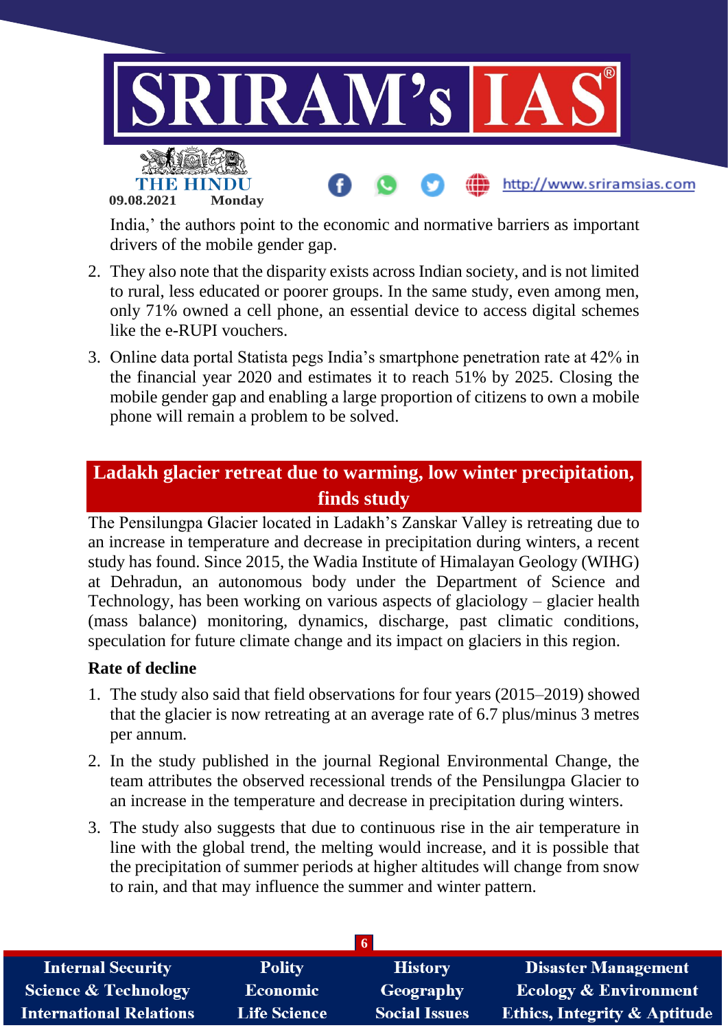India,' the authors point to the economic and normative barriers as important drivers of the mobile gender gap.

2. They also note that the disparity exists across Indian society, and is not limited to rural, less educated or poorer groups. In the same study, even among men, only 71% owned a cell phone, an essential device to access digital schemes like the e-RUPI vouchers.
3. Online data portal Statista pegs India's smartphone penetration rate at 42% in the financial year 2020 and estimates it to reach 51% by 2025. Closing the mobile gender gap and enabling a large proportion of citizens to own a mobile phone will remain a problem to be solved.

## Ladakh glacier retreat due to warming, low winter precipitation, finds study

The Pensilungpa Glacier located in Ladakh's Zanskar Valley is retreating due to an increase in temperature and decrease in precipitation during winters, a recent study has found. Since 2015, the Wadia Institute of Himalayan Geology (WIHG) at Dehradun, an autonomous body under the Department of Science and Technology, has been working on various aspects of glaciology – glacier health (mass balance) monitoring, dynamics, discharge, past climatic conditions, speculation for future climate change and its impact on glaciers in this region.

**Rate of decline**

1. The study also said that field observations for four years (2015–2019) showed that the glacier is now retreating at an average rate of 6.7 plus/minus 3 metres per annum.
2. In the study published in the journal Regional Environmental Change, the team attributes the observed recessional trends of the Pensilungpa Glacier to an increase in the temperature and decrease in precipitation during winters.
3. The study also suggests that due to continuous rise in the air temperature in line with the global trend, the melting would increase, and it is possible that the precipitation of summer periods at higher altitudes will change from snow to rain, and that may influence the summer and winter pattern.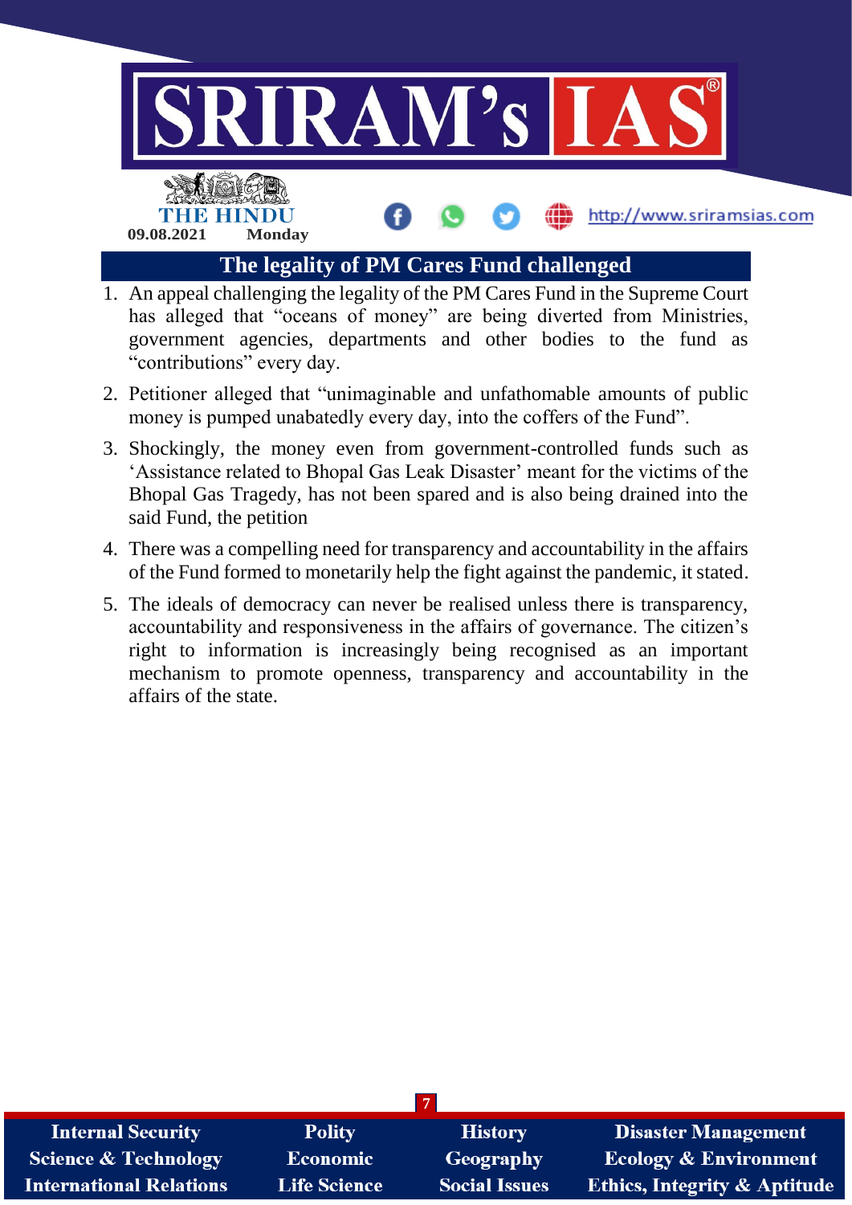## The legality of PM Cares Fund challenged

1. An appeal challenging the legality of the PM Cares Fund in the Supreme Court has alleged that "oceans of money" are being diverted from Ministries, government agencies, departments and other bodies to the fund as "contributions" every day.
2. Petitioner alleged that "unimaginable and unfathomable amounts of public money is pumped unabatedly every day, into the coffers of the Fund".
3. Shockingly, the money even from government-controlled funds such as 'Assistance related to Bhopal Gas Leak Disaster' meant for the victims of the Bhopal Gas Tragedy, has not been spared and is also being drained into the said Fund, the petition
4. There was a compelling need for transparency and accountability in the affairs of the Fund formed to monetarily help the fight against the pandemic, it stated.
5. The ideals of democracy can never be realised unless there is transparency, accountability and responsiveness in the affairs of governance. The citizen's right to information is increasingly being recognised as an important mechanism to promote openness, transparency and accountability in the affairs of the state.